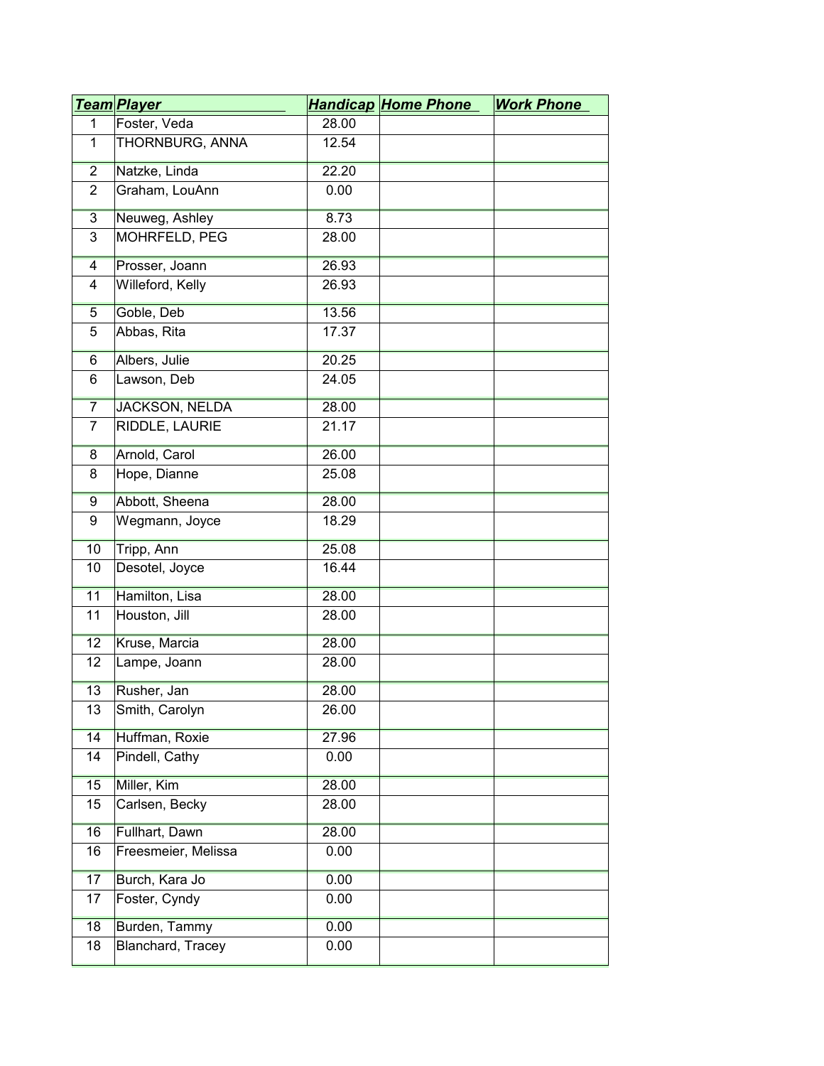| ***Team*** | ***Player*** | ***Handicap*** | ***Home Phone*** | ***Work Phone*** |
|---|---|---|---|---|
| 1 | Foster, Veda | 28.00 | | |
| 1 | THORNBURG, ANNA | 12.54 | | |
| 2 | Natzke, Linda | 22.20 | | |
| 2 | Graham, LouAnn | 0.00 | | |
| 3 | Neuweg, Ashley | 8.73 | | |
| 3 | MOHRFELD, PEG | 28.00 | | |
| 4 | Prosser, Joann | 26.93 | | |
| 4 | Willeford, Kelly | 26.93 | | |
| 5 | Goble, Deb | 13.56 | | |
| 5 | Abbas, Rita | 17.37 | | |
| 6 | Albers, Julie | 20.25 | | |
| 6 | Lawson, Deb | 24.05 | | |
| 7 | JACKSON, NELDA | 28.00 | | |
| 7 | RIDDLE, LAURIE | 21.17 | | |
| 8 | Arnold, Carol | 26.00 | | |
| 8 | Hope, Dianne | 25.08 | | |
| 9 | Abbott, Sheena | 28.00 | | |
| 9 | Wegmann, Joyce | 18.29 | | |
| 10 | Tripp, Ann | 25.08 | | |
| 10 | Desotel, Joyce | 16.44 | | |
| 11 | Hamilton, Lisa | 28.00 | | |
| 11 | Houston, Jill | 28.00 | | |
| 12 | Kruse, Marcia | 28.00 | | |
| 12 | Lampe, Joann | 28.00 | | |
| 13 | Rusher, Jan | 28.00 | | |
| 13 | Smith, Carolyn | 26.00 | | |
| 14 | Huffman, Roxie | 27.96 | | |
| 14 | Pindell, Cathy | 0.00 | | |
| 15 | Miller, Kim | 28.00 | | |
| 15 | Carlsen, Becky | 28.00 | | |
| 16 | Fullhart, Dawn | 28.00 | | |
| 16 | Freesmeier, Melissa | 0.00 | | |
| 17 | Burch, Kara Jo | 0.00 | | |
| 17 | Foster, Cyndy | 0.00 | | |
| 18 | Burden, Tammy | 0.00 | | |
| 18 | Blanchard, Tracey | 0.00 | | |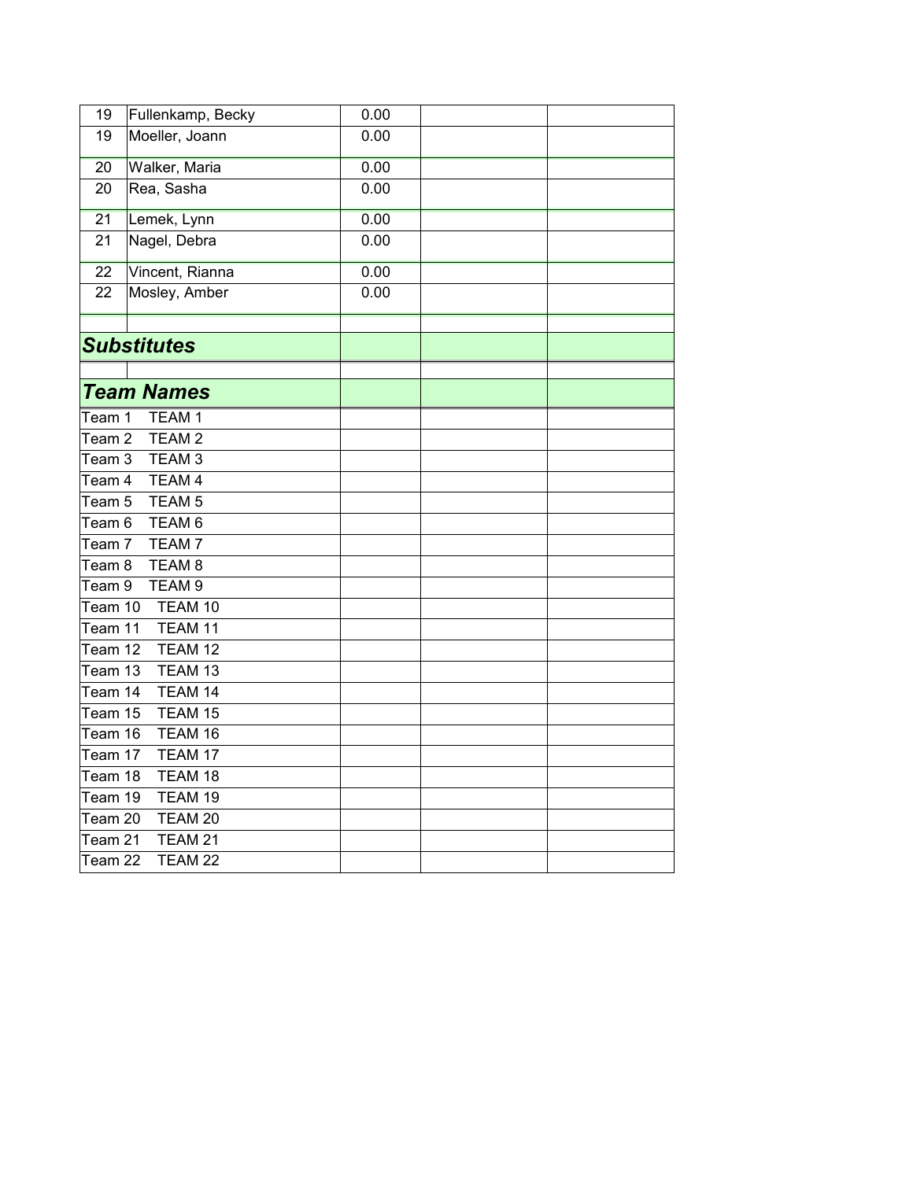| | | | | |
|---|---|---|---|---|
| 19 | Fullenkamp, Becky | 0.00 | | |
| 19 | Moeller, Joann | 0.00 | | |
| 20 | Walker, Maria | 0.00 | | |
| 20 | Rea, Sasha | 0.00 | | |
| 21 | Lemek, Lynn | 0.00 | | |
| 21 | Nagel, Debra | 0.00 | | |
| 22 | Vincent, Rianna | 0.00 | | |
| 22 | Mosley, Amber | 0.00 | | |
| | | | | |
| ***Substitutes*** | | | | |
| | | | | |
| ***Team Names*** | | | | |
| Team 1 | TEAM 1 | | | |
| Team 2 | TEAM 2 | | | |
| Team 3 | TEAM 3 | | | |
| Team 4 | TEAM 4 | | | |
| Team 5 | TEAM 5 | | | |
| Team 6 | TEAM 6 | | | |
| Team 7 | TEAM 7 | | | |
| Team 8 | TEAM 8 | | | |
| Team 9 | TEAM 9 | | | |
| Team 10 | TEAM 10 | | | |
| Team 11 | TEAM 11 | | | |
| Team 12 | TEAM 12 | | | |
| Team 13 | TEAM 13 | | | |
| Team 14 | TEAM 14 | | | |
| Team 15 | TEAM 15 | | | |
| Team 16 | TEAM 16 | | | |
| Team 17 | TEAM 17 | | | |
| Team 18 | TEAM 18 | | | |
| Team 19 | TEAM 19 | | | |
| Team 20 | TEAM 20 | | | |
| Team 21 | TEAM 21 | | | |
| Team 22 | TEAM 22 | | | |